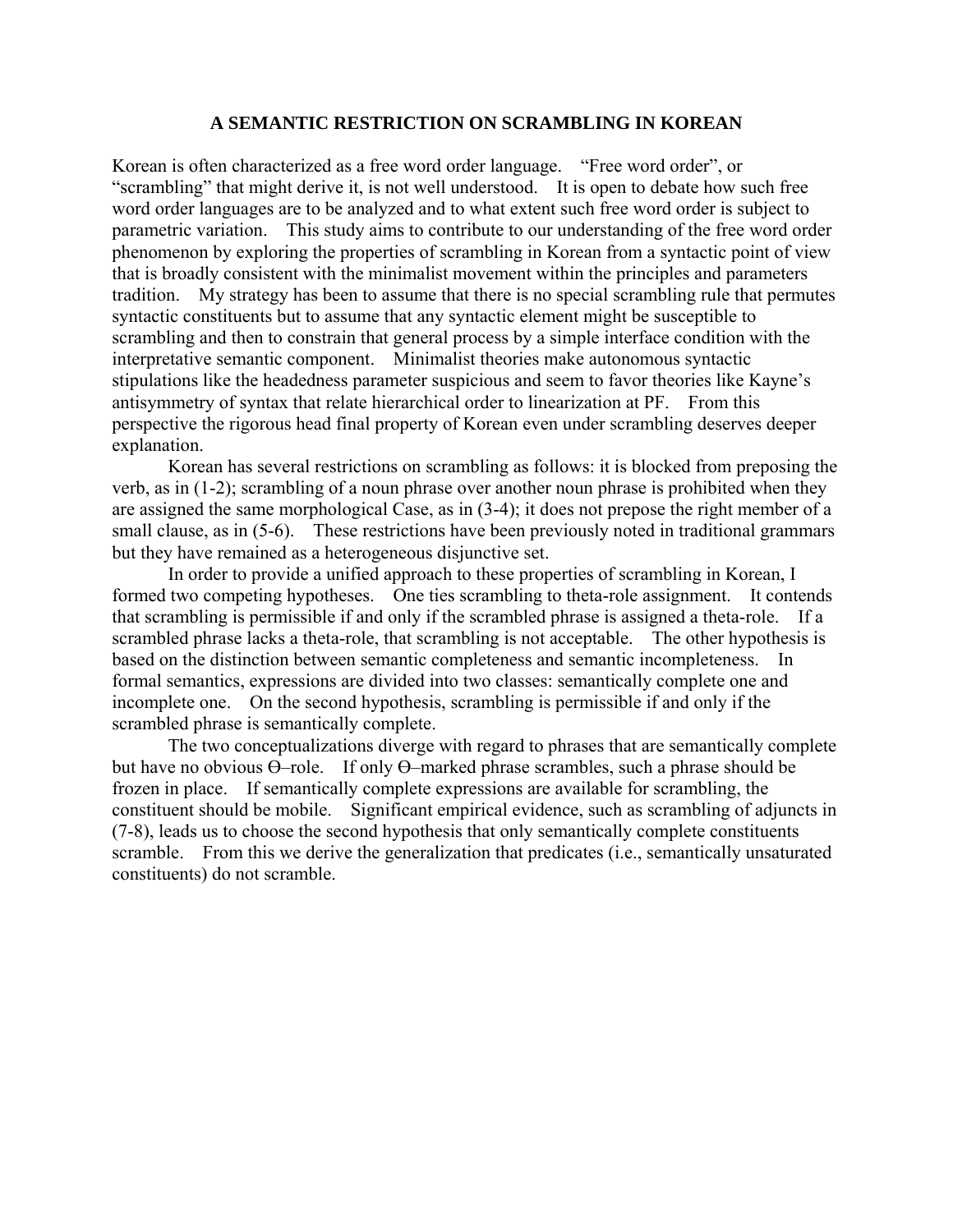# A SEMANTIC RESTRICTION ON SCRAMBLING IN KOREAN

Korean is often characterized as a free word order language. "Free word order", or "scrambling" that might derive it, is not well understood. It is open to debate how such free word order languages are to be analyzed and to what extent such free word order is subject to parametric variation. This study aims to contribute to our understanding of the free word order phenomenon by exploring the properties of scrambling in Korean from a syntactic point of view that is broadly consistent with the minimalist movement within the principles and parameters tradition. My strategy has been to assume that there is no special scrambling rule that permutes syntactic constituents but to assume that any syntactic element might be susceptible to scrambling and then to constrain that general process by a simple interface condition with the interpretative semantic component. Minimalist theories make autonomous syntactic stipulations like the headedness parameter suspicious and seem to favor theories like Kayne's antisymmetry of syntax that relate hierarchical order to linearization at PF. From this perspective the rigorous head final property of Korean even under scrambling deserves deeper explanation.

Korean has several restrictions on scrambling as follows: it is blocked from preposing the verb, as in (1-2); scrambling of a noun phrase over another noun phrase is prohibited when they are assigned the same morphological Case, as in (3-4); it does not prepose the right member of a small clause, as in (5-6). These restrictions have been previously noted in traditional grammars but they have remained as a heterogeneous disjunctive set.

In order to provide a unified approach to these properties of scrambling in Korean, I formed two competing hypotheses. One ties scrambling to theta-role assignment. It contends that scrambling is permissible if and only if the scrambled phrase is assigned a theta-role. If a scrambled phrase lacks a theta-role, that scrambling is not acceptable. The other hypothesis is based on the distinction between semantic completeness and semantic incompleteness. In formal semantics, expressions are divided into two classes: semantically complete one and incomplete one. On the second hypothesis, scrambling is permissible if and only if the scrambled phrase is semantically complete.

The two conceptualizations diverge with regard to phrases that are semantically complete but have no obvious Θ–role. If only Θ–marked phrase scrambles, such a phrase should be frozen in place. If semantically complete expressions are available for scrambling, the constituent should be mobile. Significant empirical evidence, such as scrambling of adjuncts in (7-8), leads us to choose the second hypothesis that only semantically complete constituents scramble. From this we derive the generalization that predicates (i.e., semantically unsaturated constituents) do not scramble.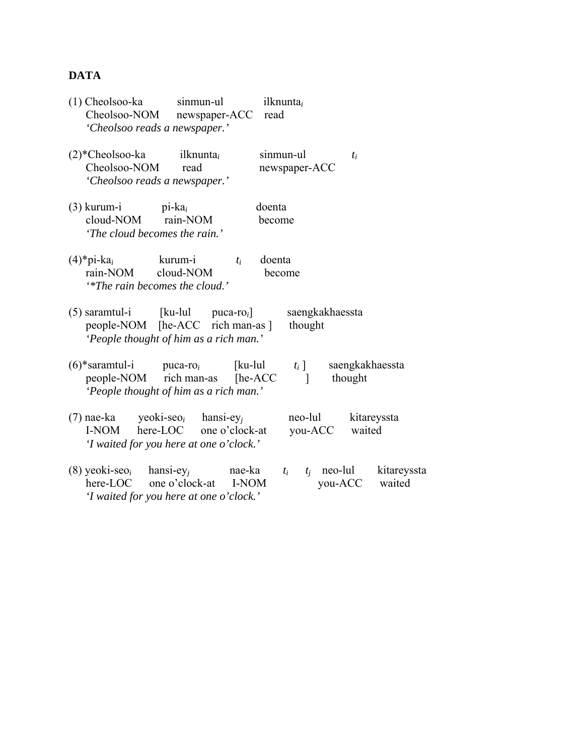**DATA**

(1) Cheolsoo-ka sinmun-ul ilknunta$_i$
Cheolsoo-NOM newspaper-ACC read
*'Cheolsoo reads a newspaper.'*

(2)*Cheolsoo-ka ilknunta$_i$ sinmun-ul $t_i$
Cheolsoo-NOM read newspaper-ACC
*'Cheolsoo reads a newspaper.'*

(3) kurum-i pi-ka$_i$ doenta
cloud-NOM rain-NOM become
*'The cloud becomes the rain.'*

(4)*pi-ka$_i$ kurum-i $t_i$ doenta
rain-NOM cloud-NOM become
*'\*The rain becomes the cloud.'*

(5) saramtul-i [ku-lul puca-ro$_i$] saengkakhaessta
people-NOM [he-ACC rich man-as ] thought
*'People thought of him as a rich man.'*

(6)*saramtul-i puca-ro$_i$ [ku-lul $t_i$ ] saengkakhaessta
people-NOM rich man-as [he-ACC ] thought
*'People thought of him as a rich man.'*

(7) nae-ka yeoki-seo$_i$ hansi-ey$_j$ neo-lul kitareyssta
I-NOM here-LOC one o'clock-at you-ACC waited
*'I waited for you here at one o'clock.'*

(8) yeoki-seo$_i$ hansi-ey$_j$ nae-ka $t_i$ $t_j$ neo-lul kitareyssta
here-LOC one o'clock-at I-NOM you-ACC waited
*'I waited for you here at one o'clock.'*